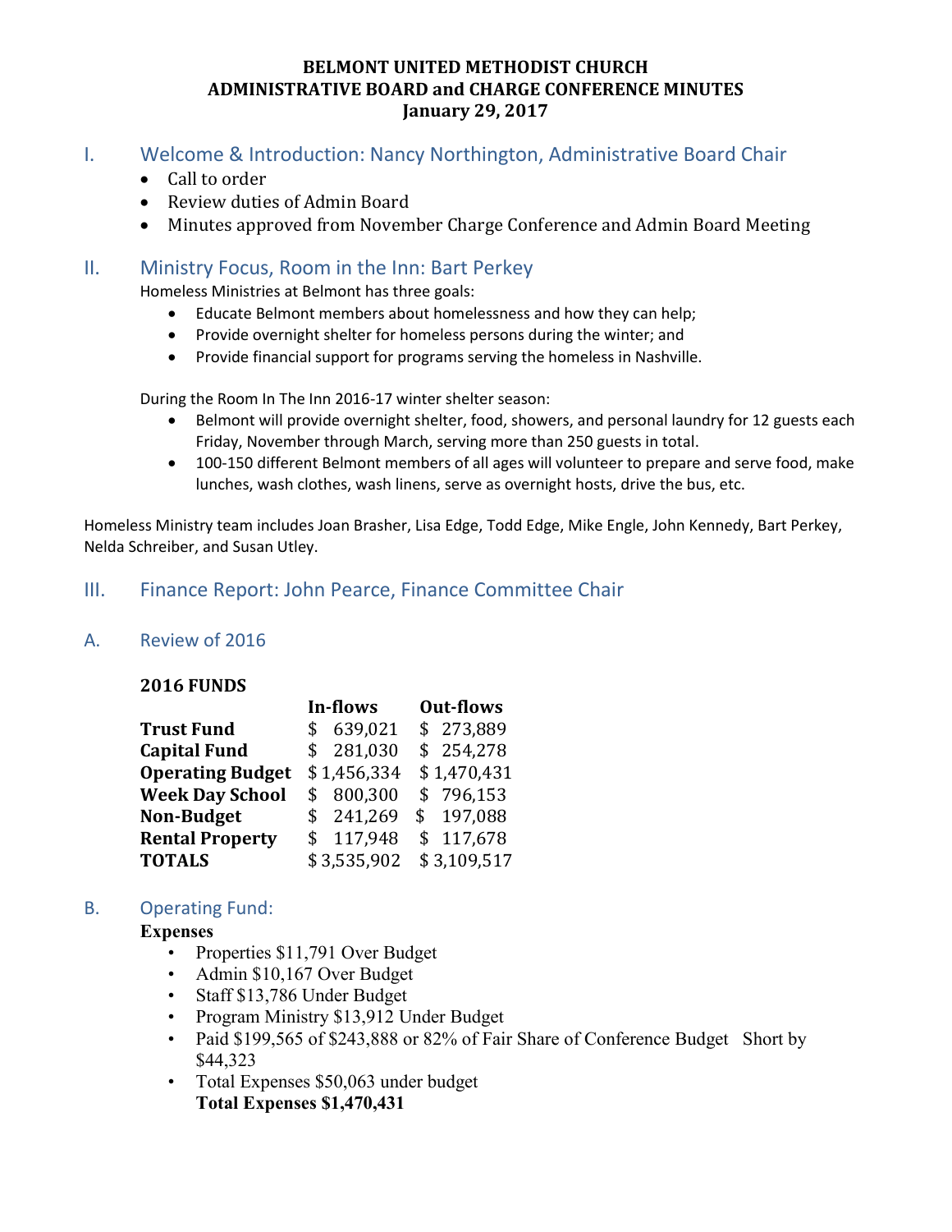# BELMONT UNITED METHODIST CHURCH
# ADMINISTRATIVE BOARD and CHARGE CONFERENCE MINUTES
# January 29, 2017

## I. Welcome & Introduction: Nancy Northington, Administrative Board Chair

- Call to order
- Review duties of Admin Board
- Minutes approved from November Charge Conference and Admin Board Meeting

## II. Ministry Focus, Room in the Inn: Bart Perkey

Homeless Ministries at Belmont has three goals:

- Educate Belmont members about homelessness and how they can help;
- Provide overnight shelter for homeless persons during the winter; and
- Provide financial support for programs serving the homeless in Nashville.

During the Room In The Inn 2016-17 winter shelter season:

- Belmont will provide overnight shelter, food, showers, and personal laundry for 12 guests each Friday, November through March, serving more than 250 guests in total.
- 100-150 different Belmont members of all ages will volunteer to prepare and serve food, make lunches, wash clothes, wash linens, serve as overnight hosts, drive the bus, etc.

Homeless Ministry team includes Joan Brasher, Lisa Edge, Todd Edge, Mike Engle, John Kennedy, Bart Perkey, Nelda Schreiber, and Susan Utley.

## III. Finance Report: John Pearce, Finance Committee Chair

### A. Review of 2016

**2016 FUNDS**

| | In-flows | Out-flows |
|---|---|---|
| **Trust Fund** | $ 639,021 | $ 273,889 |
| **Capital Fund** | $ 281,030 | $ 254,278 |
| **Operating Budget** | $ 1,456,334 | $ 1,470,431 |
| **Week Day School** | $ 800,300 | $ 796,153 |
| **Non-Budget** | $ 241,269 | $ 197,088 |
| **Rental Property** | $ 117,948 | $ 117,678 |
| **TOTALS** | $ 3,535,902 | $ 3,109,517 |

### B. Operating Fund:

**Expenses**

- Properties $11,791 Over Budget
- Admin $10,167 Over Budget
- Staff $13,786 Under Budget
- Program Ministry $13,912 Under Budget
- Paid $199,565 of $243,888 or 82% of Fair Share of Conference Budget Short by $44,323
- Total Expenses $50,063 under budget
  **Total Expenses $1,470,431**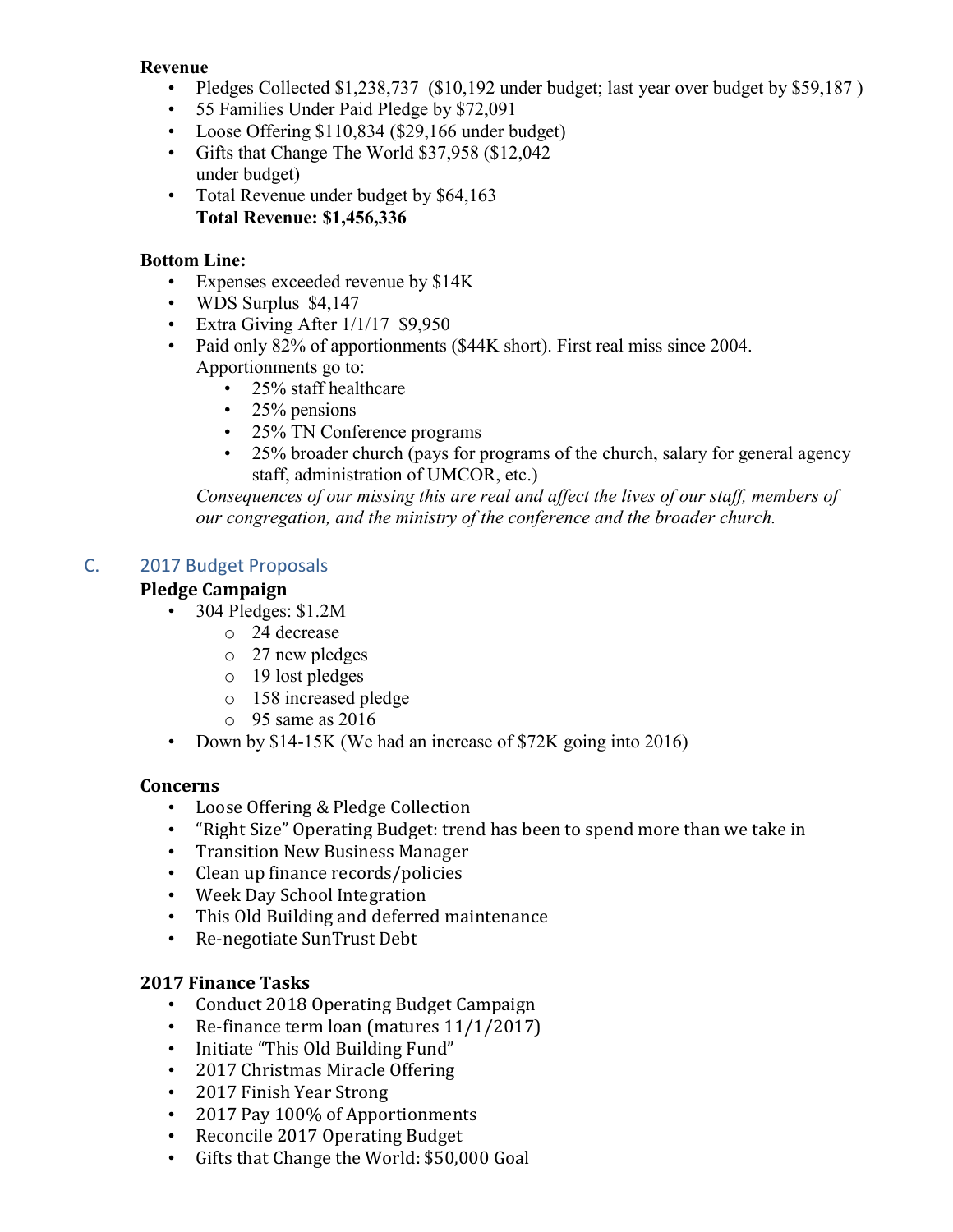**Revenue**

- Pledges Collected $1,238,737 ($10,192 under budget; last year over budget by $59,187 )
- 55 Families Under Paid Pledge by $72,091
- Loose Offering $110,834 ($29,166 under budget)
- Gifts that Change The World $37,958 ($12,042 under budget)
- Total Revenue under budget by $64,163
  **Total Revenue: $1,456,336**

**Bottom Line:**

- Expenses exceeded revenue by $14K
- WDS Surplus $4,147
- Extra Giving After 1/1/17 $9,950
- Paid only 82% of apportionments ($44K short). First real miss since 2004.
  Apportionments go to:
    - 25% staff healthcare
    - 25% pensions
    - 25% TN Conference programs
    - 25% broader church (pays for programs of the church, salary for general agency staff, administration of UMCOR, etc.)

  *Consequences of our missing this are real and affect the lives of our staff, members of our congregation, and the ministry of the conference and the broader church.*

## C. 2017 Budget Proposals

**Pledge Campaign**

- 304 Pledges: $1.2M
    - 24 decrease
    - 27 new pledges
    - 19 lost pledges
    - 158 increased pledge
    - 95 same as 2016
- Down by $14-15K (We had an increase of $72K going into 2016)

**Concerns**

- Loose Offering & Pledge Collection
- "Right Size" Operating Budget: trend has been to spend more than we take in
- Transition New Business Manager
- Clean up finance records/policies
- Week Day School Integration
- This Old Building and deferred maintenance
- Re-negotiate SunTrust Debt

**2017 Finance Tasks**

- Conduct 2018 Operating Budget Campaign
- Re-finance term loan (matures 11/1/2017)
- Initiate "This Old Building Fund"
- 2017 Christmas Miracle Offering
- 2017 Finish Year Strong
- 2017 Pay 100% of Apportionments
- Reconcile 2017 Operating Budget
- Gifts that Change the World: $50,000 Goal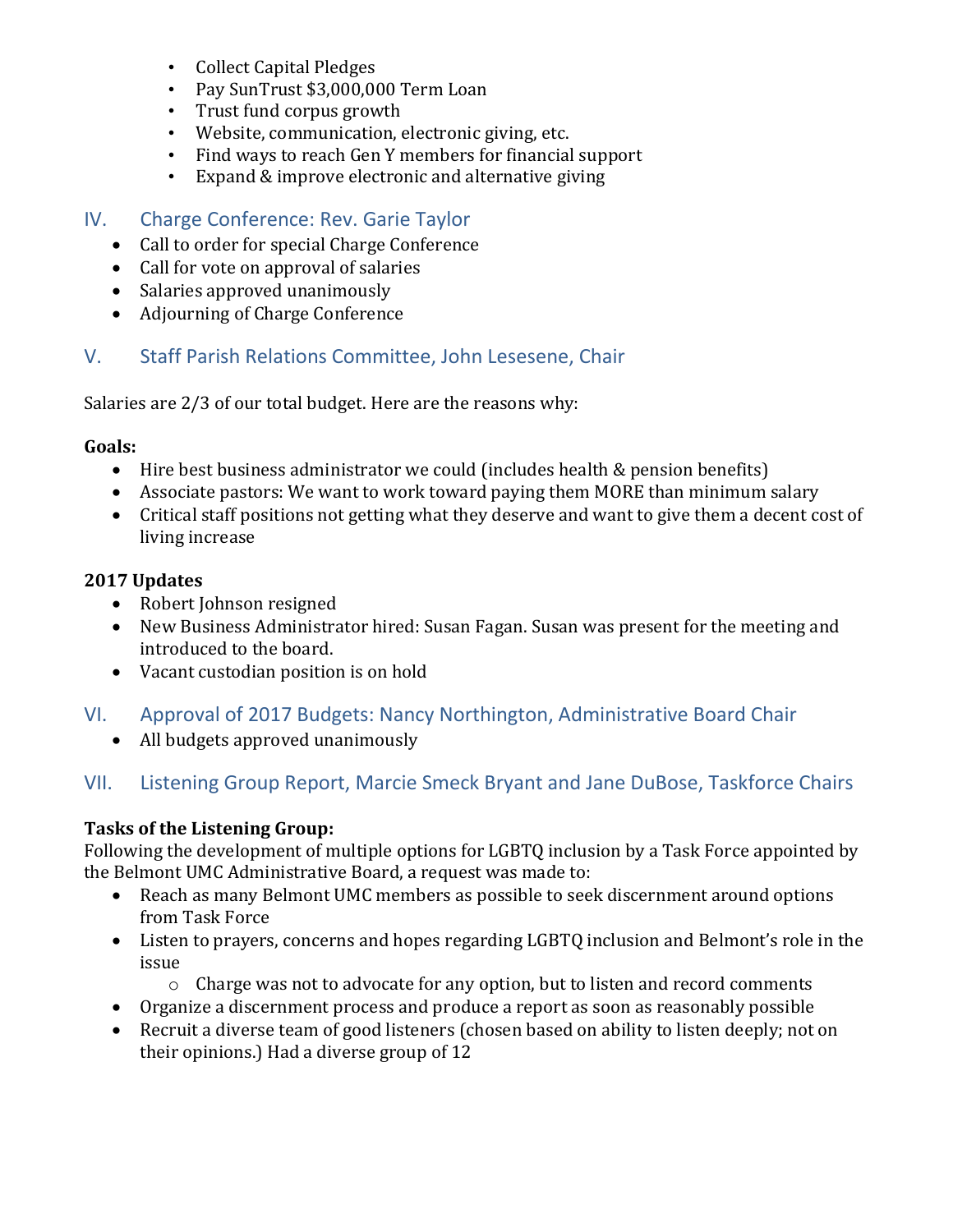- Collect Capital Pledges
- Pay SunTrust $3,000,000 Term Loan
- Trust fund corpus growth
- Website, communication, electronic giving, etc.
- Find ways to reach Gen Y members for financial support
- Expand & improve electronic and alternative giving

## IV. Charge Conference: Rev. Garie Taylor

- Call to order for special Charge Conference
- Call for vote on approval of salaries
- Salaries approved unanimously
- Adjourning of Charge Conference

## V. Staff Parish Relations Committee, John Lesesene, Chair

Salaries are 2/3 of our total budget. Here are the reasons why:

**Goals:**

- Hire best business administrator we could (includes health & pension benefits)
- Associate pastors: We want to work toward paying them MORE than minimum salary
- Critical staff positions not getting what they deserve and want to give them a decent cost of living increase

**2017 Updates**

- Robert Johnson resigned
- New Business Administrator hired: Susan Fagan. Susan was present for the meeting and introduced to the board.
- Vacant custodian position is on hold

## VI. Approval of 2017 Budgets: Nancy Northington, Administrative Board Chair

- All budgets approved unanimously

## VII. Listening Group Report, Marcie Smeck Bryant and Jane DuBose, Taskforce Chairs

**Tasks of the Listening Group:**
Following the development of multiple options for LGBTQ inclusion by a Task Force appointed by the Belmont UMC Administrative Board, a request was made to:

- Reach as many Belmont UMC members as possible to seek discernment around options from Task Force
- Listen to prayers, concerns and hopes regarding LGBTQ inclusion and Belmont's role in the issue
  - Charge was not to advocate for any option, but to listen and record comments
- Organize a discernment process and produce a report as soon as reasonably possible
- Recruit a diverse team of good listeners (chosen based on ability to listen deeply; not on their opinions.) Had a diverse group of 12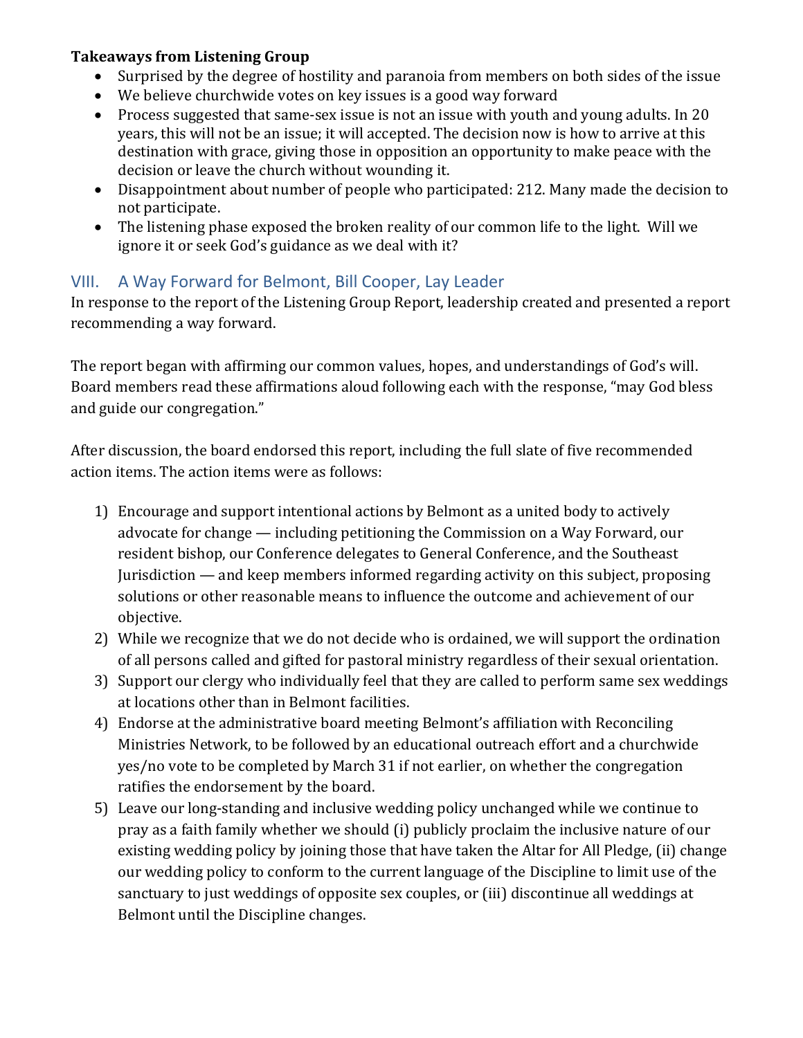**Takeaways from Listening Group**

- Surprised by the degree of hostility and paranoia from members on both sides of the issue
- We believe churchwide votes on key issues is a good way forward
- Process suggested that same-sex issue is not an issue with youth and young adults. In 20 years, this will not be an issue; it will accepted. The decision now is how to arrive at this destination with grace, giving those in opposition an opportunity to make peace with the decision or leave the church without wounding it.
- Disappointment about number of people who participated: 212. Many made the decision to not participate.
- The listening phase exposed the broken reality of our common life to the light. Will we ignore it or seek God's guidance as we deal with it?

## VIII. A Way Forward for Belmont, Bill Cooper, Lay Leader

In response to the report of the Listening Group Report, leadership created and presented a report recommending a way forward.

The report began with affirming our common values, hopes, and understandings of God's will. Board members read these affirmations aloud following each with the response, "may God bless and guide our congregation."

After discussion, the board endorsed this report, including the full slate of five recommended action items. The action items were as follows:

1) Encourage and support intentional actions by Belmont as a united body to actively advocate for change — including petitioning the Commission on a Way Forward, our resident bishop, our Conference delegates to General Conference, and the Southeast Jurisdiction — and keep members informed regarding activity on this subject, proposing solutions or other reasonable means to influence the outcome and achievement of our objective.
2) While we recognize that we do not decide who is ordained, we will support the ordination of all persons called and gifted for pastoral ministry regardless of their sexual orientation.
3) Support our clergy who individually feel that they are called to perform same sex weddings at locations other than in Belmont facilities.
4) Endorse at the administrative board meeting Belmont's affiliation with Reconciling Ministries Network, to be followed by an educational outreach effort and a churchwide yes/no vote to be completed by March 31 if not earlier, on whether the congregation ratifies the endorsement by the board.
5) Leave our long-standing and inclusive wedding policy unchanged while we continue to pray as a faith family whether we should (i) publicly proclaim the inclusive nature of our existing wedding policy by joining those that have taken the Altar for All Pledge, (ii) change our wedding policy to conform to the current language of the Discipline to limit use of the sanctuary to just weddings of opposite sex couples, or (iii) discontinue all weddings at Belmont until the Discipline changes.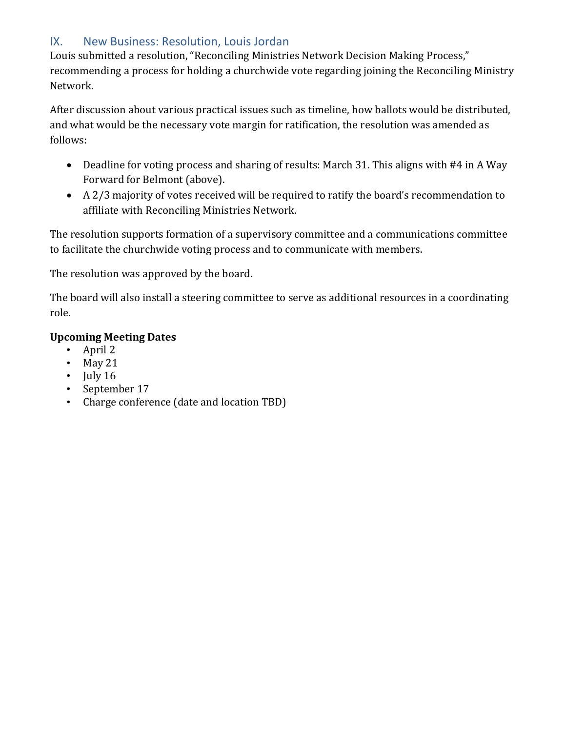## IX. New Business: Resolution, Louis Jordan

Louis submitted a resolution, "Reconciling Ministries Network Decision Making Process," recommending a process for holding a churchwide vote regarding joining the Reconciling Ministry Network.

After discussion about various practical issues such as timeline, how ballots would be distributed, and what would be the necessary vote margin for ratification, the resolution was amended as follows:

- Deadline for voting process and sharing of results: March 31. This aligns with #4 in A Way Forward for Belmont (above).
- A 2/3 majority of votes received will be required to ratify the board's recommendation to affiliate with Reconciling Ministries Network.

The resolution supports formation of a supervisory committee and a communications committee to facilitate the churchwide voting process and to communicate with members.

The resolution was approved by the board.

The board will also install a steering committee to serve as additional resources in a coordinating role.

**Upcoming Meeting Dates**

- April 2
- May 21
- July 16
- September 17
- Charge conference (date and location TBD)